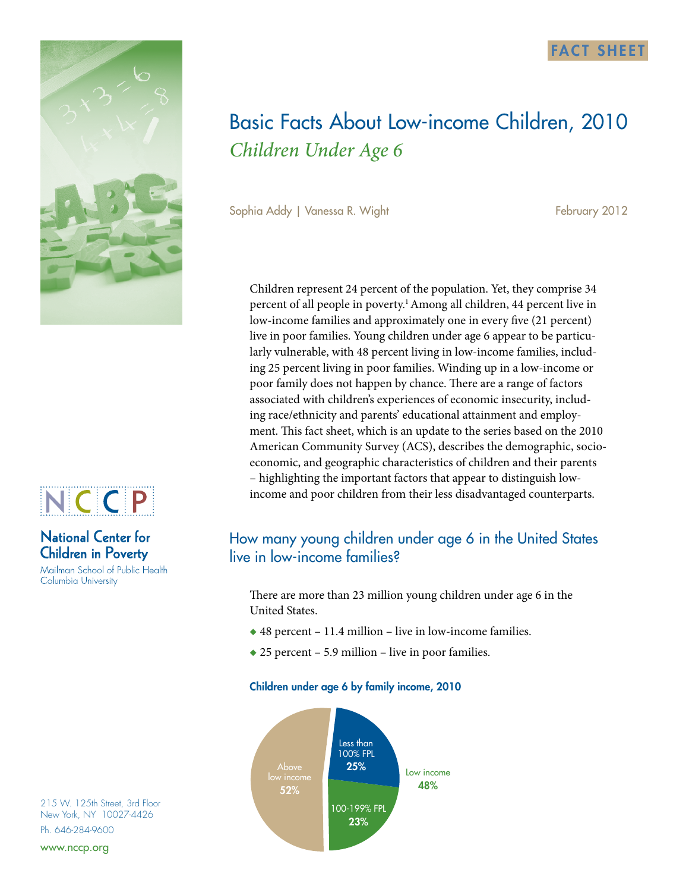FACT SHEET

# Basic Facts About Low-income Children, 2010

## *Children Under Age 6*

Sophia Addy | Vanessa R. Wight

February 2012

Children represent 24 percent of the population. Yet, they comprise 34 percent of all people in poverty.[1] Among all children, 44 percent live in low-income families and approximately one in every five (21 percent) live in poor families. Young children under age 6 appear to be particularly vulnerable, with 48 percent living in low-income families, including 25 percent living in poor families. Winding up in a low-income or poor family does not happen by chance. There are a range of factors associated with children's experiences of economic insecurity, including race/ethnicity and parents' educational attainment and employment. This fact sheet, which is an update to the series based on the 2010 American Community Survey (ACS), describes the demographic, socioeconomic, and geographic characteristics of children and their parents – highlighting the important factors that appear to distinguish low-income and poor children from their less disadvantaged counterparts.

## How many young children under age 6 in the United States live in low-income families?

There are more than 23 million young children under age 6 in the United States.

- 48 percent – 11.4 million – live in low-income families.
- 25 percent – 5.9 million – live in poor families.

**Children under age 6 by family income, 2010**

| Category | Percent |
|---|---|
| Less than 100% FPL | 25% |
| 100-199% FPL | 23% |
| Above low income | 52% |
| Low income | 48% |

**NCCP**

**National Center for Children in Poverty**

Mailman School of Public Health
Columbia University

215 W. 125th Street, 3rd Floor
New York, NY 10027-4426
Ph. 646-284-9600
www.nccp.org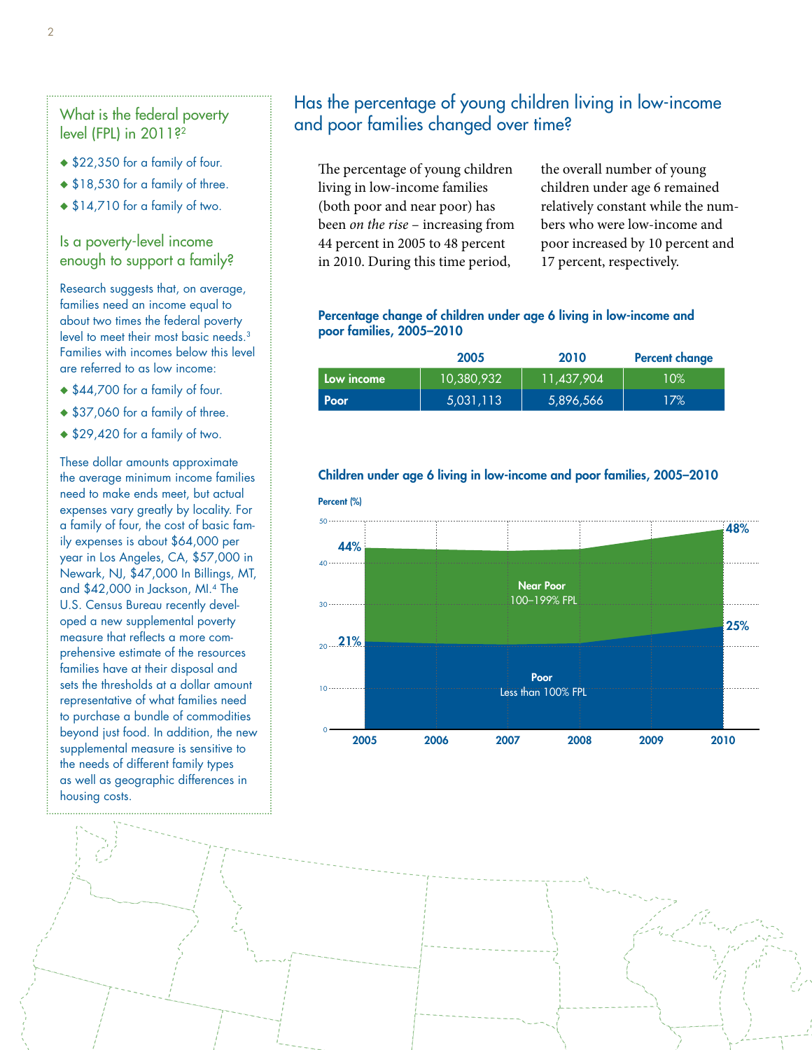## What is the federal poverty level (FPL) in 2011?[2]

- $22,350 for a family of four.
- $18,530 for a family of three.
- $14,710 for a family of two.

## Is a poverty-level income enough to support a family?

Research suggests that, on average, families need an income equal to about two times the federal poverty level to meet their most basic needs.[3] Families with incomes below this level are referred to as low income:

- $44,700 for a family of four.
- $37,060 for a family of three.
- $29,420 for a family of two.

These dollar amounts approximate the average minimum income families need to make ends meet, but actual expenses vary greatly by locality. For a family of four, the cost of basic family expenses is about $64,000 per year in Los Angeles, CA, $57,000 in Newark, NJ, $47,000 In Billings, MT, and $42,000 in Jackson, MI.[4] The U.S. Census Bureau recently developed a new supplemental poverty measure that reflects a more comprehensive estimate of the resources families have at their disposal and sets the thresholds at a dollar amount representative of what families need to purchase a bundle of commodities beyond just food. In addition, the new supplemental measure is sensitive to the needs of different family types as well as geographic differences in housing costs.

## Has the percentage of young children living in low-income and poor families changed over time?

The percentage of young children living in low-income families (both poor and near poor) has been *on the rise* – increasing from 44 percent in 2005 to 48 percent in 2010. During this time period, the overall number of young children under age 6 remained relatively constant while the numbers who were low-income and poor increased by 10 percent and 17 percent, respectively.

**Percentage change of children under age 6 living in low-income and poor families, 2005–2010**

| | 2005 | 2010 | Percent change |
|---|---|---|---|
| Low income | 10,380,932 | 11,437,904 | 10% |
| Poor | 5,031,113 | 5,896,566 | 17% |

**Children under age 6 living in low-income and poor families, 2005–2010**

Percent (%)

| | 2005 | 2010 |
|---|---|---|
| Low income (Near Poor 100–199% FPL + Poor) | 44% | 48% |
| Poor (Less than 100% FPL) | 21% | 25% |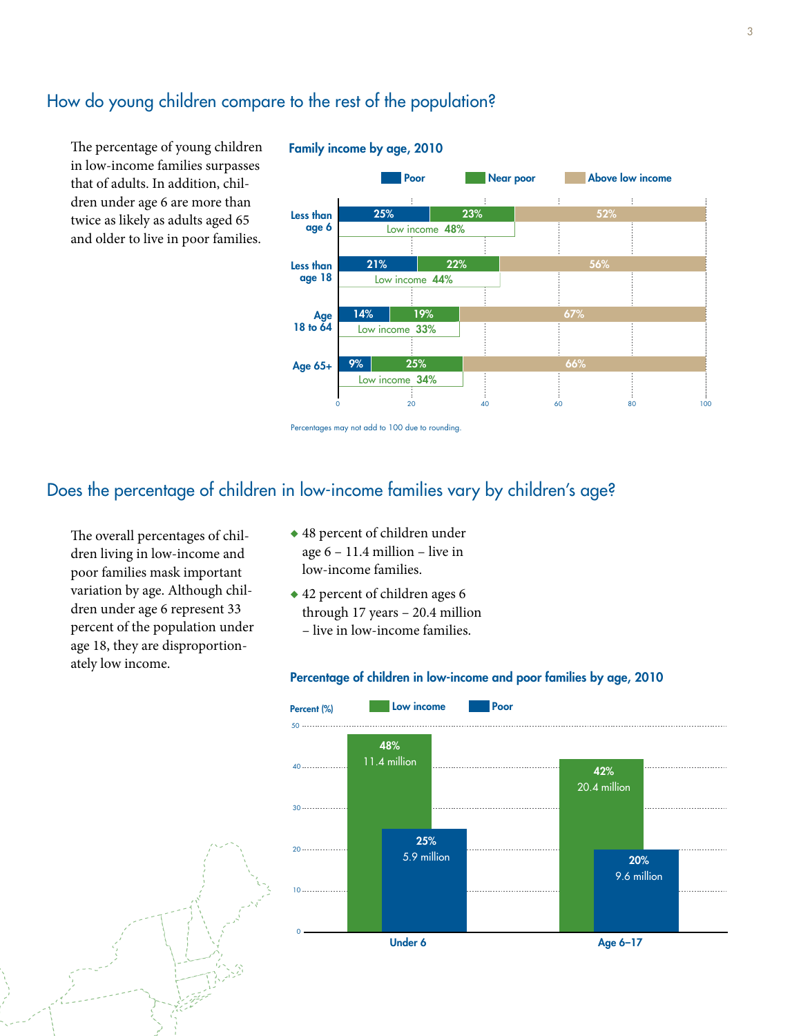## How do young children compare to the rest of the population?

The percentage of young children in low-income families surpasses that of adults. In addition, children under age 6 are more than twice as likely as adults aged 65 and older to live in poor families.

**Family income by age, 2010**

| Age | Poor | Near poor | Above low income | Low income |
|---|---|---|---|---|
| Less than age 6 | 25% | 23% | 52% | 48% |
| Less than age 18 | 21% | 22% | 56% | 44% |
| Age 18 to 64 | 14% | 19% | 67% | 33% |
| Age 65+ | 9% | 25% | 66% | 34% |

Percentages may not add to 100 due to rounding.

## Does the percentage of children in low-income families vary by children's age?

The overall percentages of children living in low-income and poor families mask important variation by age. Although children under age 6 represent 33 percent of the population under age 18, they are disproportionately low income.

- 48 percent of children under age 6 – 11.4 million – live in low-income families.
- 42 percent of children ages 6 through 17 years – 20.4 million – live in low-income families.

**Percentage of children in low-income and poor families by age, 2010**

| Age | Low income | Poor |
|---|---|---|
| Under 6 | 48% (11.4 million) | 25% (5.9 million) |
| Age 6–17 | 42% (20.4 million) | 20% (9.6 million) |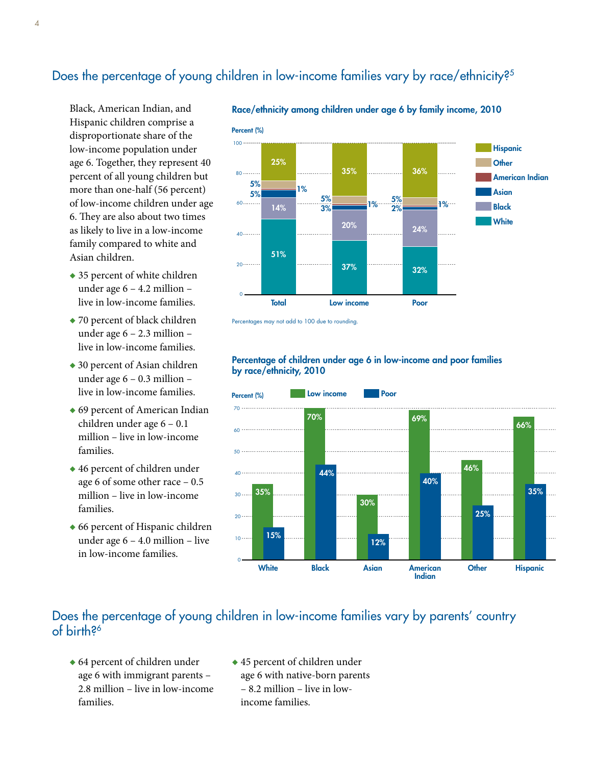## Does the percentage of young children in low-income families vary by race/ethnicity?[5]

Black, American Indian, and Hispanic children comprise a disproportionate share of the low-income population under age 6. Together, they represent 40 percent of all young children but more than one-half (56 percent) of low-income children under age 6. They are also about two times as likely to live in a low-income family compared to white and Asian children.

- 35 percent of white children under age 6 – 4.2 million – live in low-income families.
- 70 percent of black children under age 6 – 2.3 million – live in low-income families.
- 30 percent of Asian children under age 6 – 0.3 million – live in low-income families.
- 69 percent of American Indian children under age 6 – 0.1 million – live in low-income families.
- 46 percent of children under age 6 of some other race – 0.5 million – live in low-income families.
- 66 percent of Hispanic children under age 6 – 4.0 million – live in low-income families.

**Race/ethnicity among children under age 6 by family income, 2010**

| Percent (%) | Total | Low income | Poor |
|---|---|---|---|
| Hispanic | 25% | 35% | 36% |
| Other | 5% | 5% | 5% |
| American Indian | 1% | 1% | 1% |
| Asian | 5% | 3% | 2% |
| Black | 14% | 20% | 24% |
| White | 51% | 37% | 32% |

Percentages may not add to 100 due to rounding.

**Percentage of children under age 6 in low-income and poor families by race/ethnicity, 2010**

| Percent (%) | White | Black | Asian | American Indian | Other | Hispanic |
|---|---|---|---|---|---|---|
| Low income | 35% | 70% | 30% | 69% | 46% | 66% |
| Poor | 15% | 44% | 12% | 40% | 25% | 35% |

## Does the percentage of young children in low-income families vary by parents' country of birth?[6]

- 64 percent of children under age 6 with immigrant parents – 2.8 million – live in low-income families.
- 45 percent of children under age 6 with native-born parents – 8.2 million – live in low-income families.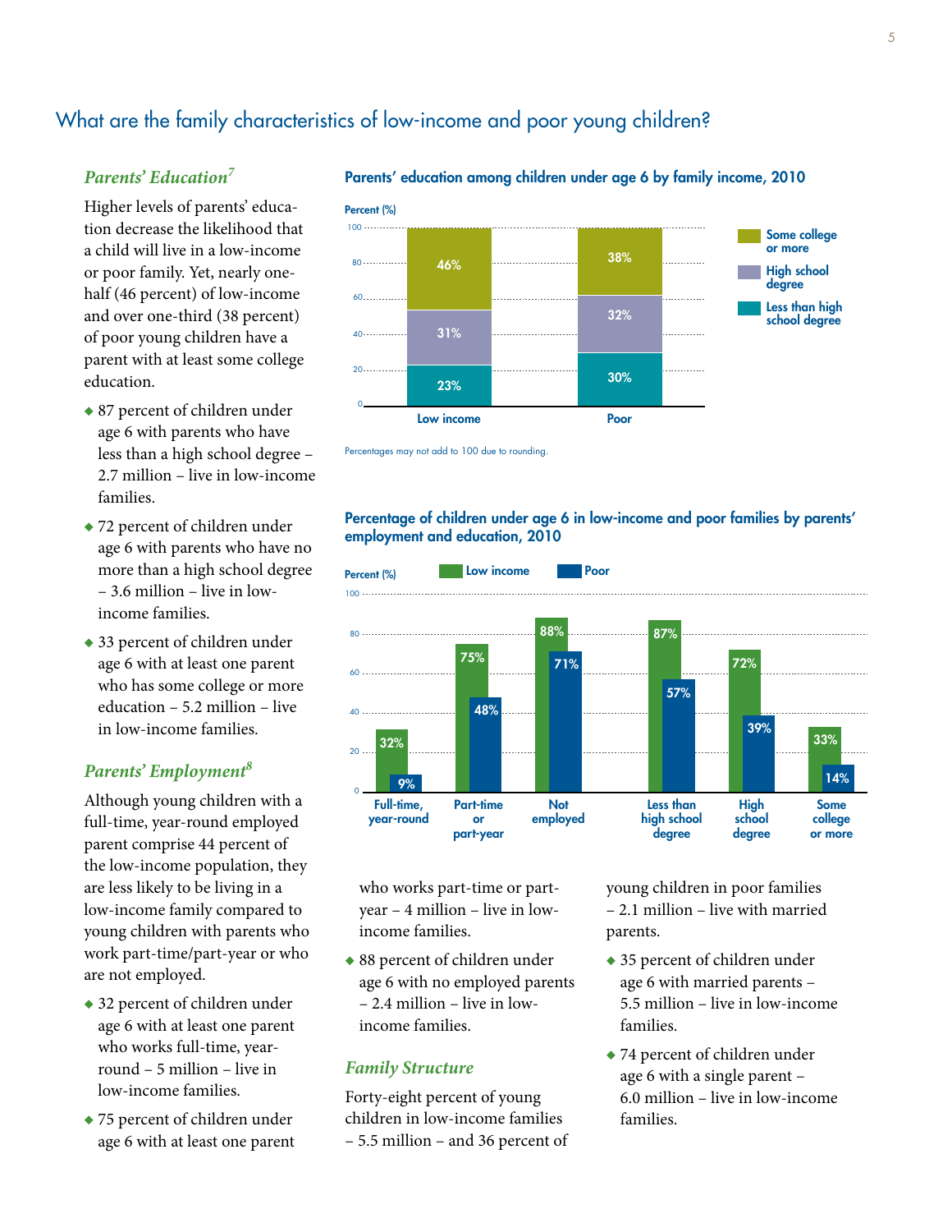## What are the family characteristics of low-income and poor young children?

### *Parents' Education*[7]

Higher levels of parents' education decrease the likelihood that a child will live in a low-income or poor family. Yet, nearly one-half (46 percent) of low-income and over one-third (38 percent) of poor young children have a parent with at least some college education.

- 87 percent of children under age 6 with parents who have less than a high school degree – 2.7 million – live in low-income families.
- 72 percent of children under age 6 with parents who have no more than a high school degree – 3.6 million – live in low-income families.
- 33 percent of children under age 6 with at least one parent who has some college or more education – 5.2 million – live in low-income families.

### *Parents' Employment*[8]

Although young children with a full-time, year-round employed parent comprise 44 percent of the low-income population, they are less likely to be living in a low-income family compared to young children with parents who work part-time/part-year or who are not employed.

- 32 percent of children under age 6 with at least one parent who works full-time, year-round – 5 million – live in low-income families.
- 75 percent of children under age 6 with at least one parent who works part-time or part-year – 4 million – live in low-income families.
- 88 percent of children under age 6 with no employed parents – 2.4 million – live in low-income families.

### *Family Structure*

Forty-eight percent of young children in low-income families – 5.5 million – and 36 percent of young children in poor families – 2.1 million – live with married parents.

- 35 percent of children under age 6 with married parents – 5.5 million – live in low-income families.
- 74 percent of children under age 6 with a single parent – 6.0 million – live in low-income families.

**Parents' education among children under age 6 by family income, 2010**

| Percent (%) | Low income | Poor |
| --- | --- | --- |
| Some college or more | 46% | 38% |
| High school degree | 31% | 32% |
| Less than high school degree | 23% | 30% |

Percentages may not add to 100 due to rounding.

**Percentage of children under age 6 in low-income and poor families by parents' employment and education, 2010**

| Percent (%) | Low income | Poor |
| --- | --- | --- |
| Full-time, year-round | 32% | 9% |
| Part-time or part-year | 75% | 48% |
| Not employed | 88% | 71% |
| Less than high school degree | 87% | 57% |
| High school degree | 72% | 39% |
| Some college or more | 33% | 14% |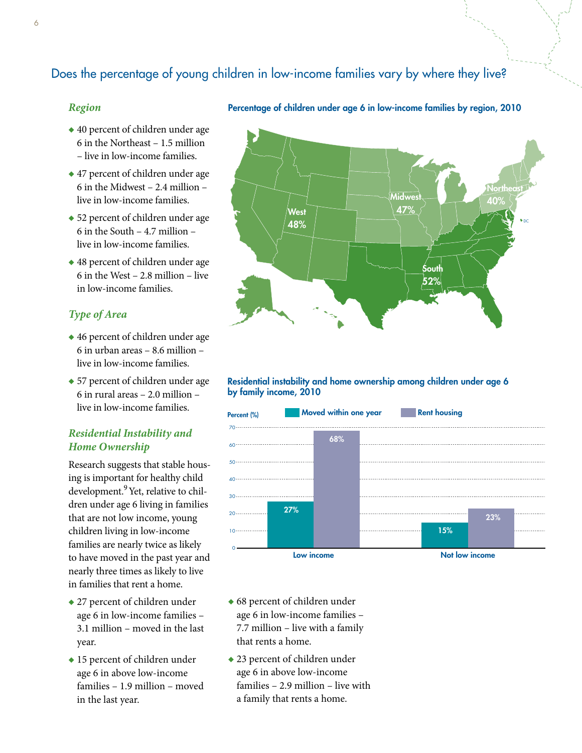## Does the percentage of young children in low-income families vary by where they live?

### *Region*

- 40 percent of children under age 6 in the Northeast – 1.5 million – live in low-income families.
- 47 percent of children under age 6 in the Midwest – 2.4 million – live in low-income families.
- 52 percent of children under age 6 in the South – 4.7 million – live in low-income families.
- 48 percent of children under age 6 in the West – 2.8 million – live in low-income families.

### *Type of Area*

- 46 percent of children under age 6 in urban areas – 8.6 million – live in low-income families.
- 57 percent of children under age 6 in rural areas – 2.0 million – live in low-income families.

### *Residential Instability and Home Ownership*

Research suggests that stable housing is important for healthy child development.[9] Yet, relative to children under age 6 living in families that are not low income, young children living in low-income families are nearly twice as likely to have moved in the past year and nearly three times as likely to live in families that rent a home.

- 27 percent of children under age 6 in low-income families – 3.1 million – moved in the last year.
- 15 percent of children under age 6 in above low-income families – 1.9 million – moved in the last year.

**Percentage of children under age 6 in low-income families by region, 2010**

| Region | Percent |
|---|---|
| West | 48% |
| Midwest | 47% |
| Northeast | 40% |
| South | 52% |

**Residential instability and home ownership among children under age 6 by family income, 2010**

| Percent (%) | Moved within one year | Rent housing |
|---|---|---|
| Low income | 27% | 68% |
| Not low income | 15% | 23% |

- 68 percent of children under age 6 in low-income families – 7.7 million – live with a family that rents a home.
- 23 percent of children under age 6 in above low-income families – 2.9 million – live with a family that rents a home.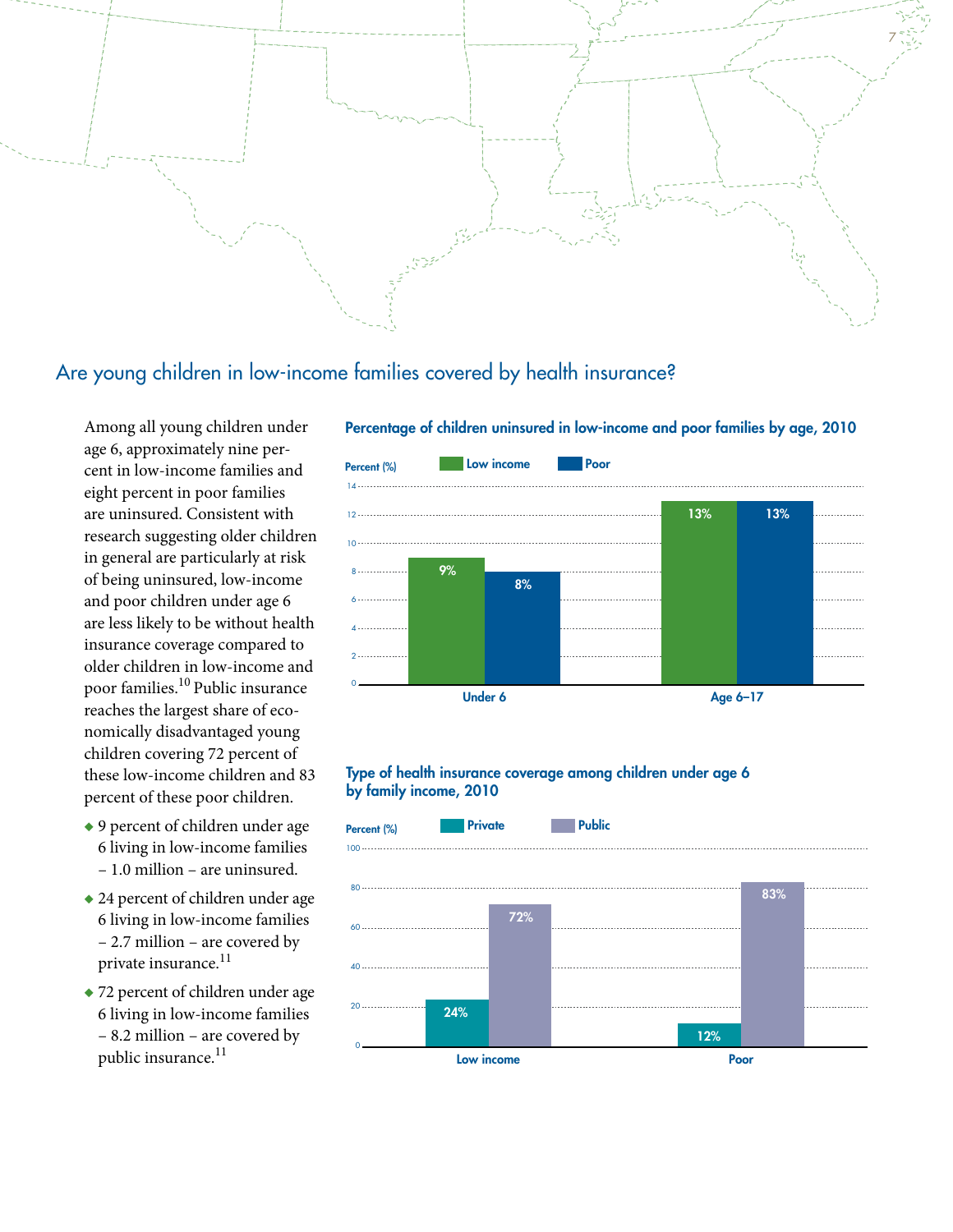## Are young children in low-income families covered by health insurance?

Among all young children under age 6, approximately nine percent in low-income families and eight percent in poor families are uninsured. Consistent with research suggesting older children in general are particularly at risk of being uninsured, low-income and poor children under age 6 are less likely to be without health insurance coverage compared to older children in low-income and poor families.[10] Public insurance reaches the largest share of economically disadvantaged young children covering 72 percent of these low-income children and 83 percent of these poor children.

- 9 percent of children under age 6 living in low-income families – 1.0 million – are uninsured.
- 24 percent of children under age 6 living in low-income families – 2.7 million – are covered by private insurance.[11]
- 72 percent of children under age 6 living in low-income families – 8.2 million – are covered by public insurance.[11]

**Percentage of children uninsured in low-income and poor families by age, 2010**

| Age | Low income | Poor |
| --- | --- | --- |
| Under 6 | 9% | 8% |
| Age 6–17 | 13% | 13% |

**Type of health insurance coverage among children under age 6 by family income, 2010**

| Family income | Private | Public |
| --- | --- | --- |
| Low income | 24% | 72% |
| Poor | 12% | 83% |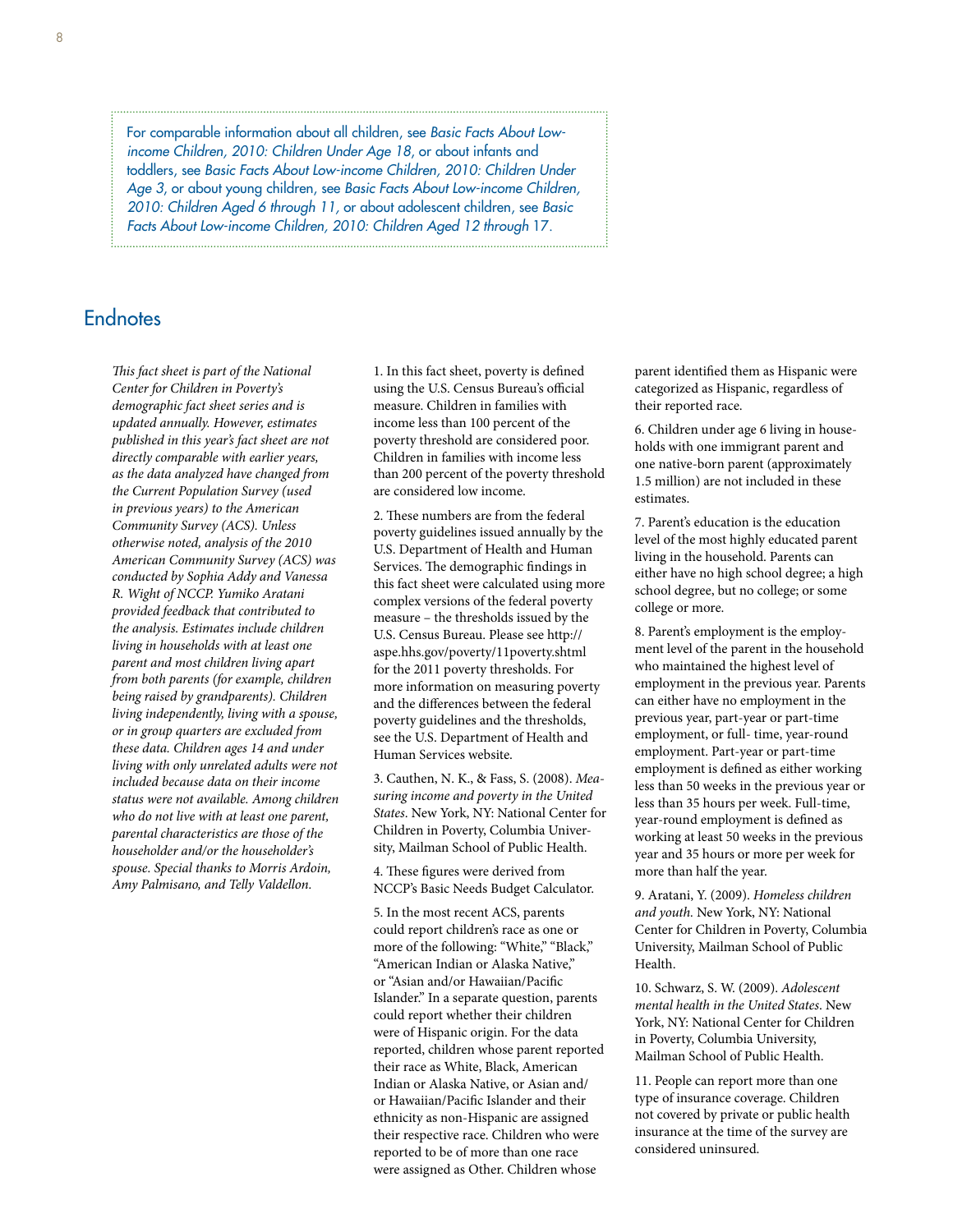For comparable information about all children, see *Basic Facts About Low-income Children, 2010: Children Under Age 18*, or about infants and toddlers, see *Basic Facts About Low-income Children, 2010: Children Under Age 3*, or about young children, see *Basic Facts About Low-income Children, 2010: Children Aged 6 through 11*, or about adolescent children, see *Basic Facts About Low-income Children, 2010: Children Aged 12 through 17*.

## Endnotes

*This fact sheet is part of the National Center for Children in Poverty's demographic fact sheet series and is updated annually. However, estimates published in this year's fact sheet are not directly comparable with earlier years, as the data analyzed have changed from the Current Population Survey (used in previous years) to the American Community Survey (ACS). Unless otherwise noted, analysis of the 2010 American Community Survey (ACS) was conducted by Sophia Addy and Vanessa R. Wight of NCCP. Yumiko Aratani provided feedback that contributed to the analysis. Estimates include children living in households with at least one parent and most children living apart from both parents (for example, children being raised by grandparents). Children living independently, living with a spouse, or in group quarters are excluded from these data. Children ages 14 and under living with only unrelated adults were not included because data on their income status were not available. Among children who do not live with at least one parent, parental characteristics are those of the householder and/or the householder's spouse. Special thanks to Morris Ardoin, Amy Palmisano, and Telly Valdellon.*

1. In this fact sheet, poverty is defined using the U.S. Census Bureau's official measure. Children in families with income less than 100 percent of the poverty threshold are considered poor. Children in families with income less than 200 percent of the poverty threshold are considered low income.

2. These numbers are from the federal poverty guidelines issued annually by the U.S. Department of Health and Human Services. The demographic findings in this fact sheet were calculated using more complex versions of the federal poverty measure – the thresholds issued by the U.S. Census Bureau. Please see http://aspe.hhs.gov/poverty/11poverty.shtml for the 2011 poverty thresholds. For more information on measuring poverty and the differences between the federal poverty guidelines and the thresholds, see the U.S. Department of Health and Human Services website.

3. Cauthen, N. K., & Fass, S. (2008). *Measuring income and poverty in the United States*. New York, NY: National Center for Children in Poverty, Columbia University, Mailman School of Public Health.

4. These figures were derived from NCCP's Basic Needs Budget Calculator.

5. In the most recent ACS, parents could report children's race as one or more of the following: "White," "Black," "American Indian or Alaska Native," or "Asian and/or Hawaiian/Pacific Islander." In a separate question, parents could report whether their children were of Hispanic origin. For the data reported, children whose parent reported their race as White, Black, American Indian or Alaska Native, or Asian and/or Hawaiian/Pacific Islander and their ethnicity as non-Hispanic are assigned their respective race. Children who were reported to be of more than one race were assigned as Other. Children whose parent identified them as Hispanic were categorized as Hispanic, regardless of their reported race.

6. Children under age 6 living in households with one immigrant parent and one native-born parent (approximately 1.5 million) are not included in these estimates.

7. Parent's education is the education level of the most highly educated parent living in the household. Parents can either have no high school degree; a high school degree, but no college; or some college or more.

8. Parent's employment is the employment level of the parent in the household who maintained the highest level of employment in the previous year. Parents can either have no employment in the previous year, part-year or part-time employment, or full- time, year-round employment. Part-year or part-time employment is defined as either working less than 50 weeks in the previous year or less than 35 hours per week. Full-time, year-round employment is defined as working at least 50 weeks in the previous year and 35 hours or more per week for more than half the year.

9. Aratani, Y. (2009). *Homeless children and youth*. New York, NY: National Center for Children in Poverty, Columbia University, Mailman School of Public Health.

10. Schwarz, S. W. (2009). *Adolescent mental health in the United States*. New York, NY: National Center for Children in Poverty, Columbia University, Mailman School of Public Health.

11. People can report more than one type of insurance coverage. Children not covered by private or public health insurance at the time of the survey are considered uninsured.